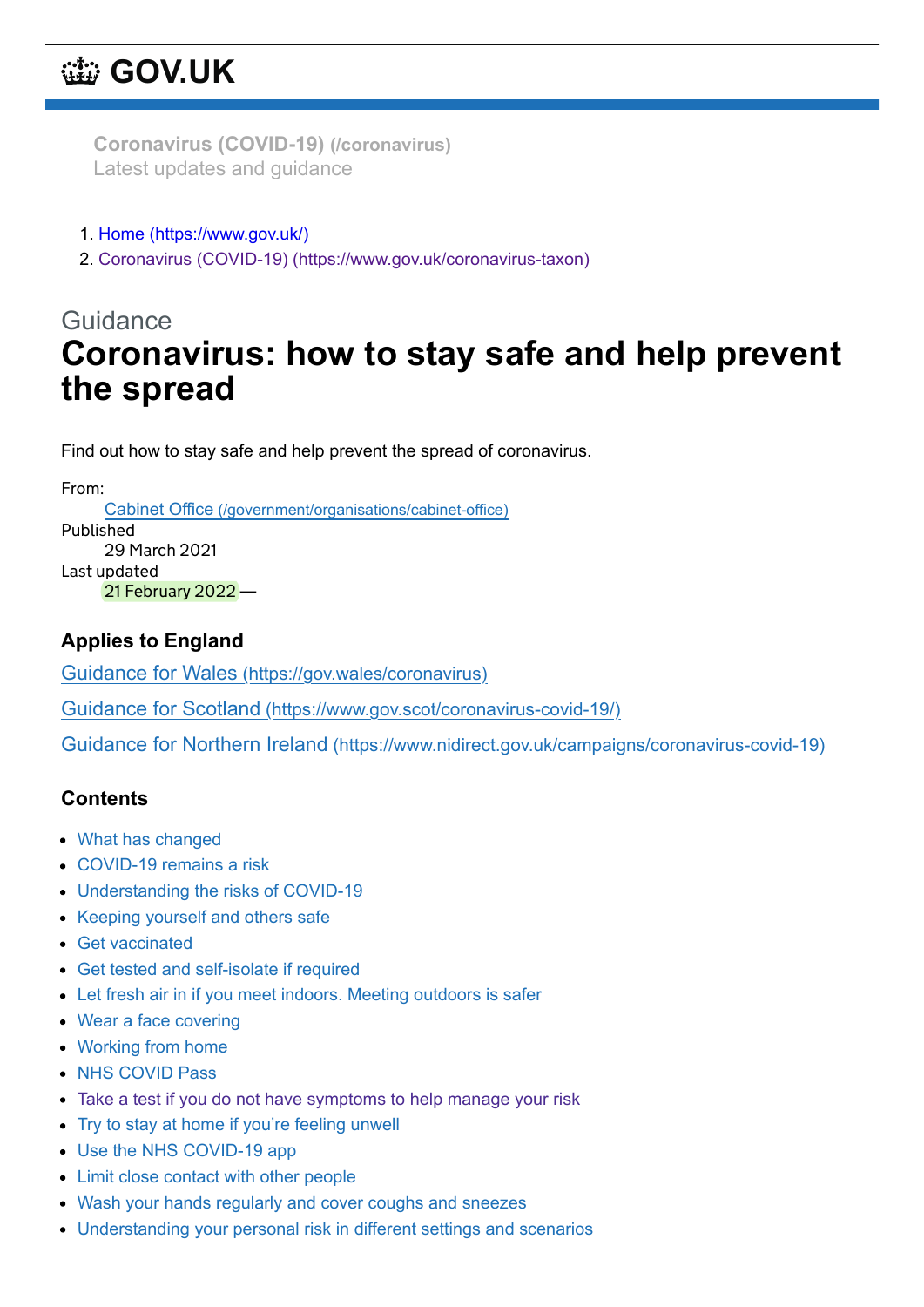# GOV.UK

**Coronavirus (COVID-19)** (/coronavirus)
Latest updates and guidance

1. Home (https://www.gov.uk/)
2. Coronavirus (COVID-19) (https://www.gov.uk/coronavirus-taxon)

Guidance

# Coronavirus: how to stay safe and help prevent the spread

Find out how to stay safe and help prevent the spread of coronavirus.

From:
Cabinet Office (/government/organisations/cabinet-office)

Published
29 March 2021

Last updated
21 February 2022 —

### Applies to England

Guidance for Wales (https://gov.wales/coronavirus)

Guidance for Scotland (https://www.gov.scot/coronavirus-covid-19/)

Guidance for Northern Ireland (https://www.nidirect.gov.uk/campaigns/coronavirus-covid-19)

### Contents

- What has changed
- COVID-19 remains a risk
- Understanding the risks of COVID-19
- Keeping yourself and others safe
- Get vaccinated
- Get tested and self-isolate if required
- Let fresh air in if you meet indoors. Meeting outdoors is safer
- Wear a face covering
- Working from home
- NHS COVID Pass
- Take a test if you do not have symptoms to help manage your risk
- Try to stay at home if you're feeling unwell
- Use the NHS COVID-19 app
- Limit close contact with other people
- Wash your hands regularly and cover coughs and sneezes
- Understanding your personal risk in different settings and scenarios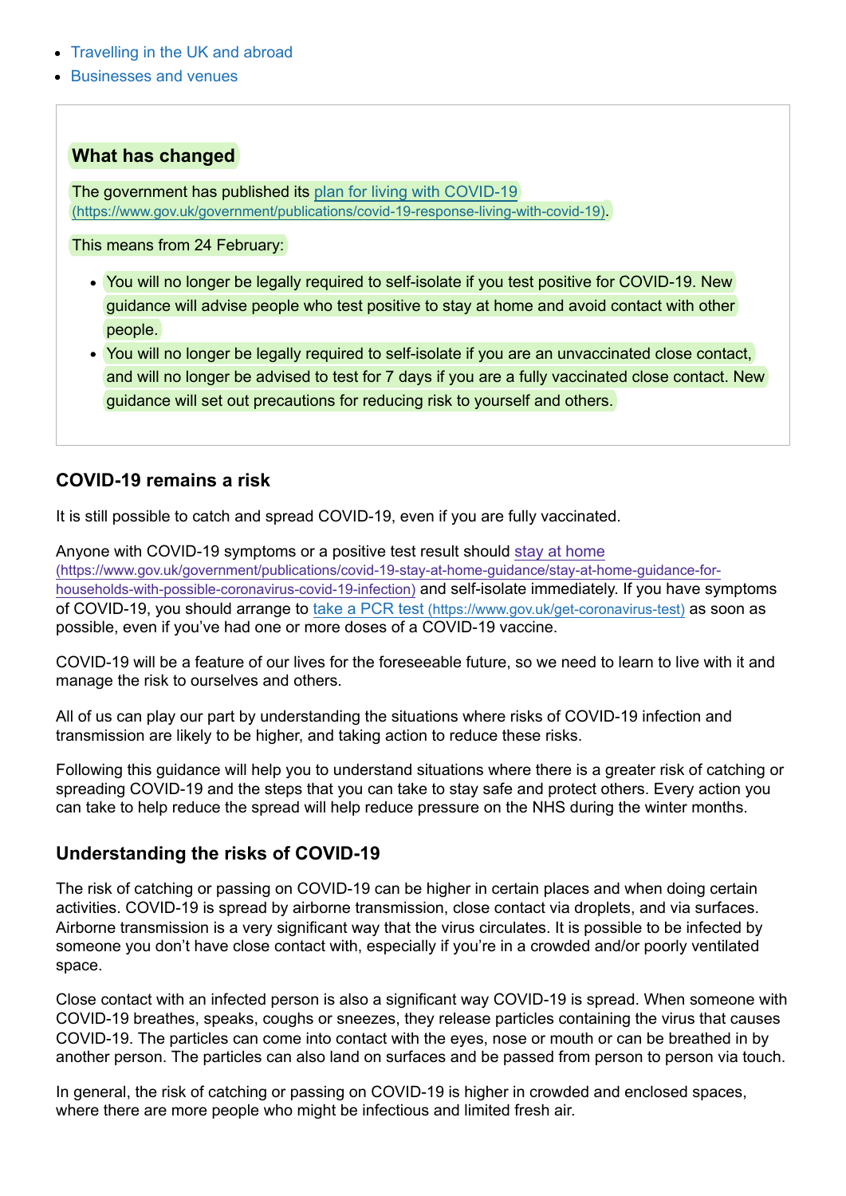- [Travelling in the UK and abroad]
- [Businesses and venues]

## What has changed

The government has published its plan for living with COVID-19 (https://www.gov.uk/government/publications/covid-19-response-living-with-covid-19).

This means from 24 February:

- You will no longer be legally required to self-isolate if you test positive for COVID-19. New guidance will advise people who test positive to stay at home and avoid contact with other people.
- You will no longer be legally required to self-isolate if you are an unvaccinated close contact, and will no longer be advised to test for 7 days if you are a fully vaccinated close contact. New guidance will set out precautions for reducing risk to yourself and others.

## COVID-19 remains a risk

It is still possible to catch and spread COVID-19, even if you are fully vaccinated.

Anyone with COVID-19 symptoms or a positive test result should stay at home (https://www.gov.uk/government/publications/covid-19-stay-at-home-guidance/stay-at-home-guidance-for-households-with-possible-coronavirus-covid-19-infection) and self-isolate immediately. If you have symptoms of COVID-19, you should arrange to take a PCR test (https://www.gov.uk/get-coronavirus-test) as soon as possible, even if you've had one or more doses of a COVID-19 vaccine.

COVID-19 will be a feature of our lives for the foreseeable future, so we need to learn to live with it and manage the risk to ourselves and others.

All of us can play our part by understanding the situations where risks of COVID-19 infection and transmission are likely to be higher, and taking action to reduce these risks.

Following this guidance will help you to understand situations where there is a greater risk of catching or spreading COVID-19 and the steps that you can take to stay safe and protect others. Every action you can take to help reduce the spread will help reduce pressure on the NHS during the winter months.

## Understanding the risks of COVID-19

The risk of catching or passing on COVID-19 can be higher in certain places and when doing certain activities. COVID-19 is spread by airborne transmission, close contact via droplets, and via surfaces. Airborne transmission is a very significant way that the virus circulates. It is possible to be infected by someone you don't have close contact with, especially if you're in a crowded and/or poorly ventilated space.

Close contact with an infected person is also a significant way COVID-19 is spread. When someone with COVID-19 breathes, speaks, coughs or sneezes, they release particles containing the virus that causes COVID-19. The particles can come into contact with the eyes, nose or mouth or can be breathed in by another person. The particles can also land on surfaces and be passed from person to person via touch.

In general, the risk of catching or passing on COVID-19 is higher in crowded and enclosed spaces, where there are more people who might be infectious and limited fresh air.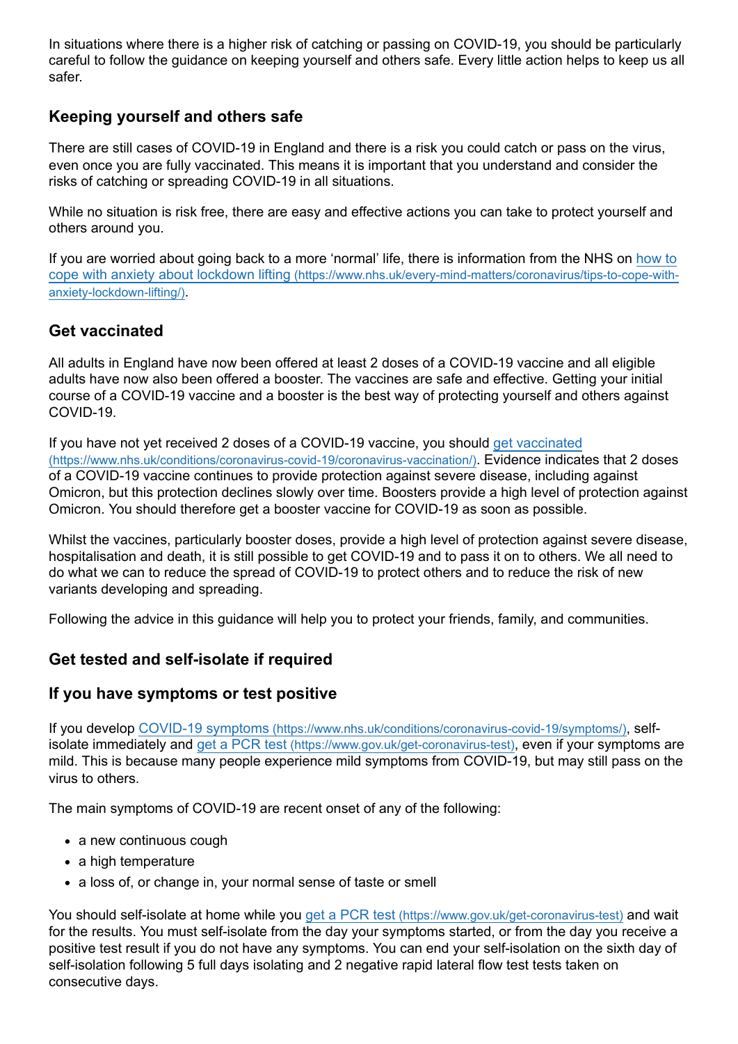In situations where there is a higher risk of catching or passing on COVID-19, you should be particularly careful to follow the guidance on keeping yourself and others safe. Every little action helps to keep us all safer.

### Keeping yourself and others safe

There are still cases of COVID-19 in England and there is a risk you could catch or pass on the virus, even once you are fully vaccinated. This means it is important that you understand and consider the risks of catching or spreading COVID-19 in all situations.

While no situation is risk free, there are easy and effective actions you can take to protect yourself and others around you.

If you are worried about going back to a more 'normal' life, there is information from the NHS on how to cope with anxiety about lockdown lifting (https://www.nhs.uk/every-mind-matters/coronavirus/tips-to-cope-with-anxiety-lockdown-lifting/).

### Get vaccinated

All adults in England have now been offered at least 2 doses of a COVID-19 vaccine and all eligible adults have now also been offered a booster. The vaccines are safe and effective. Getting your initial course of a COVID-19 vaccine and a booster is the best way of protecting yourself and others against COVID-19.

If you have not yet received 2 doses of a COVID-19 vaccine, you should get vaccinated (https://www.nhs.uk/conditions/coronavirus-covid-19/coronavirus-vaccination/). Evidence indicates that 2 doses of a COVID-19 vaccine continues to provide protection against severe disease, including against Omicron, but this protection declines slowly over time. Boosters provide a high level of protection against Omicron. You should therefore get a booster vaccine for COVID-19 as soon as possible.

Whilst the vaccines, particularly booster doses, provide a high level of protection against severe disease, hospitalisation and death, it is still possible to get COVID-19 and to pass it on to others. We all need to do what we can to reduce the spread of COVID-19 to protect others and to reduce the risk of new variants developing and spreading.

Following the advice in this guidance will help you to protect your friends, family, and communities.

### Get tested and self-isolate if required

### If you have symptoms or test positive

If you develop COVID-19 symptoms (https://www.nhs.uk/conditions/coronavirus-covid-19/symptoms/), self-isolate immediately and get a PCR test (https://www.gov.uk/get-coronavirus-test), even if your symptoms are mild. This is because many people experience mild symptoms from COVID-19, but may still pass on the virus to others.

The main symptoms of COVID-19 are recent onset of any of the following:

- a new continuous cough
- a high temperature
- a loss of, or change in, your normal sense of taste or smell

You should self-isolate at home while you get a PCR test (https://www.gov.uk/get-coronavirus-test) and wait for the results. You must self-isolate from the day your symptoms started, or from the day you receive a positive test result if you do not have any symptoms. You can end your self-isolation on the sixth day of self-isolation following 5 full days isolating and 2 negative rapid lateral flow test tests taken on consecutive days.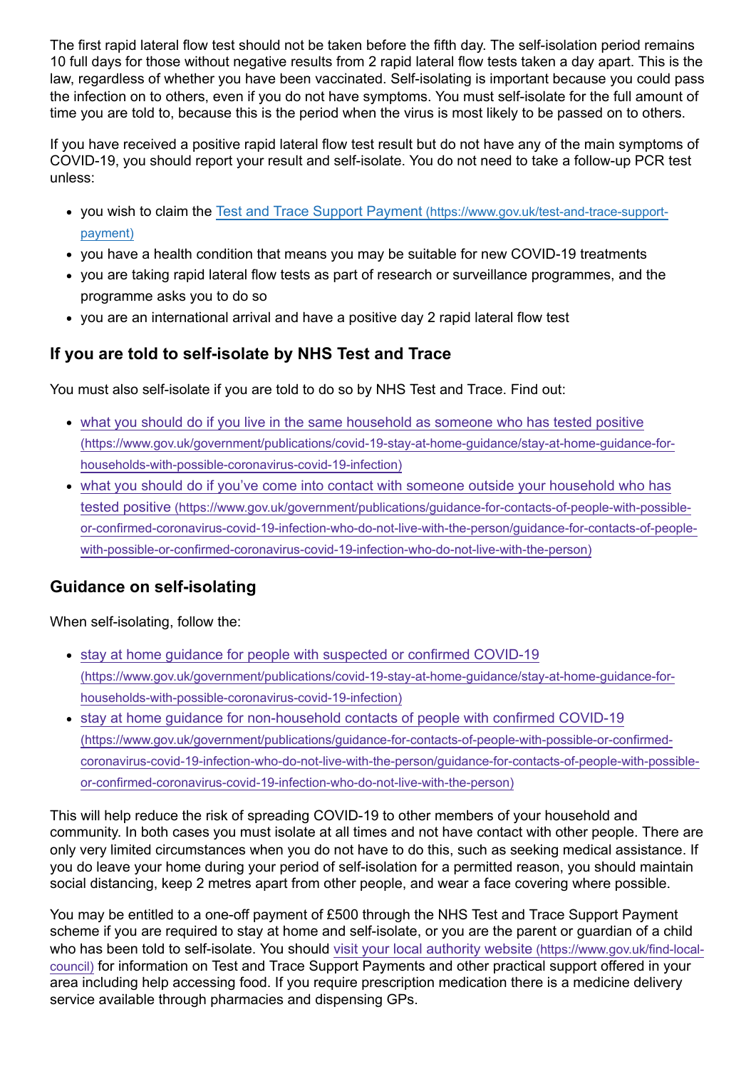The first rapid lateral flow test should not be taken before the fifth day. The self-isolation period remains 10 full days for those without negative results from 2 rapid lateral flow tests taken a day apart. This is the law, regardless of whether you have been vaccinated. Self-isolating is important because you could pass the infection on to others, even if you do not have symptoms. You must self-isolate for the full amount of time you are told to, because this is the period when the virus is most likely to be passed on to others.

If you have received a positive rapid lateral flow test result but do not have any of the main symptoms of COVID-19, you should report your result and self-isolate. You do not need to take a follow-up PCR test unless:

- you wish to claim the [Test and Trace Support Payment](https://www.gov.uk/test-and-trace-support-payment) (https://www.gov.uk/test-and-trace-support-payment)
- you have a health condition that means you may be suitable for new COVID-19 treatments
- you are taking rapid lateral flow tests as part of research or surveillance programmes, and the programme asks you to do so
- you are an international arrival and have a positive day 2 rapid lateral flow test

## If you are told to self-isolate by NHS Test and Trace

You must also self-isolate if you are told to do so by NHS Test and Trace. Find out:

- [what you should do if you live in the same household as someone who has tested positive](https://www.gov.uk/government/publications/covid-19-stay-at-home-guidance/stay-at-home-guidance-for-households-with-possible-coronavirus-covid-19-infection) (https://www.gov.uk/government/publications/covid-19-stay-at-home-guidance/stay-at-home-guidance-for-households-with-possible-coronavirus-covid-19-infection)
- [what you should do if you've come into contact with someone outside your household who has tested positive](https://www.gov.uk/government/publications/guidance-for-contacts-of-people-with-possible-or-confirmed-coronavirus-covid-19-infection-who-do-not-live-with-the-person/guidance-for-contacts-of-people-with-possible-or-confirmed-coronavirus-covid-19-infection-who-do-not-live-with-the-person) (https://www.gov.uk/government/publications/guidance-for-contacts-of-people-with-possible-or-confirmed-coronavirus-covid-19-infection-who-do-not-live-with-the-person/guidance-for-contacts-of-people-with-possible-or-confirmed-coronavirus-covid-19-infection-who-do-not-live-with-the-person)

## Guidance on self-isolating

When self-isolating, follow the:

- [stay at home guidance for people with suspected or confirmed COVID-19](https://www.gov.uk/government/publications/covid-19-stay-at-home-guidance/stay-at-home-guidance-for-households-with-possible-coronavirus-covid-19-infection) (https://www.gov.uk/government/publications/covid-19-stay-at-home-guidance/stay-at-home-guidance-for-households-with-possible-coronavirus-covid-19-infection)
- [stay at home guidance for non-household contacts of people with confirmed COVID-19](https://www.gov.uk/government/publications/guidance-for-contacts-of-people-with-possible-or-confirmed-coronavirus-covid-19-infection-who-do-not-live-with-the-person/guidance-for-contacts-of-people-with-possible-or-confirmed-coronavirus-covid-19-infection-who-do-not-live-with-the-person) (https://www.gov.uk/government/publications/guidance-for-contacts-of-people-with-possible-or-confirmed-coronavirus-covid-19-infection-who-do-not-live-with-the-person/guidance-for-contacts-of-people-with-possible-or-confirmed-coronavirus-covid-19-infection-who-do-not-live-with-the-person)

This will help reduce the risk of spreading COVID-19 to other members of your household and community. In both cases you must isolate at all times and not have contact with other people. There are only very limited circumstances when you do not have to do this, such as seeking medical assistance. If you do leave your home during your period of self-isolation for a permitted reason, you should maintain social distancing, keep 2 metres apart from other people, and wear a face covering where possible.

You may be entitled to a one-off payment of £500 through the NHS Test and Trace Support Payment scheme if you are required to stay at home and self-isolate, or you are the parent or guardian of a child who has been told to self-isolate. You should [visit your local authority website](https://www.gov.uk/find-local-council) (https://www.gov.uk/find-local-council) for information on Test and Trace Support Payments and other practical support offered in your area including help accessing food. If you require prescription medication there is a medicine delivery service available through pharmacies and dispensing GPs.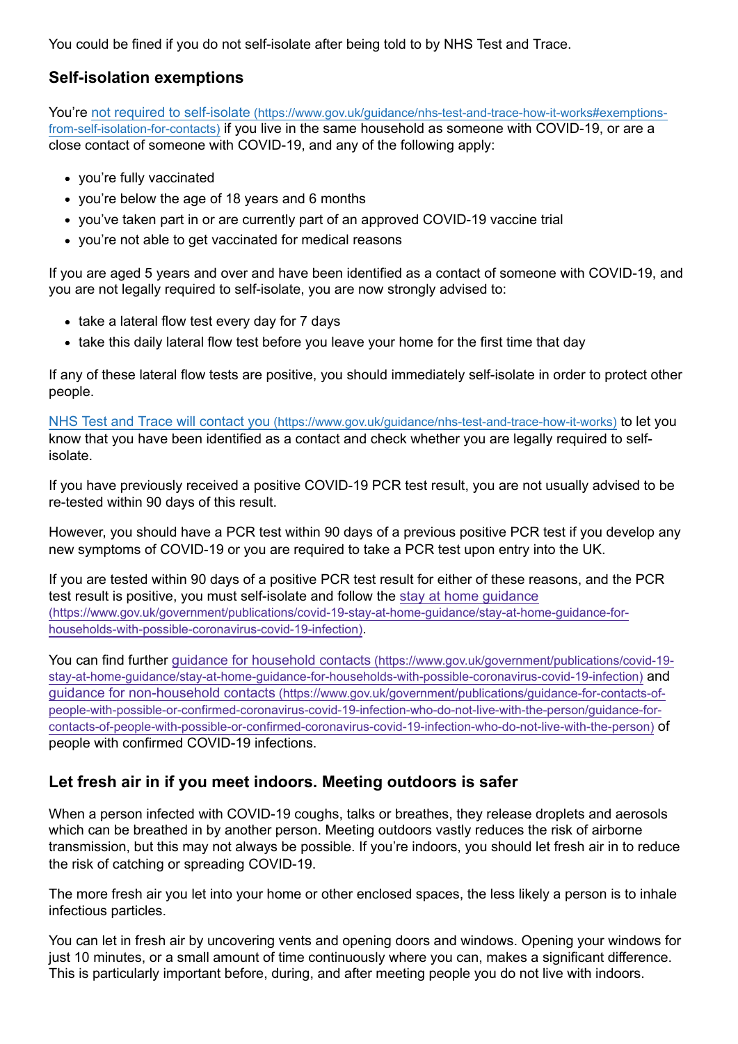You could be fined if you do not self-isolate after being told to by NHS Test and Trace.

## Self-isolation exemptions

You're [not required to self-isolate (https://www.gov.uk/guidance/nhs-test-and-trace-how-it-works#exemptions-from-self-isolation-for-contacts)](https://www.gov.uk/guidance/nhs-test-and-trace-how-it-works#exemptions-from-self-isolation-for-contacts) if you live in the same household as someone with COVID-19, or are a close contact of someone with COVID-19, and any of the following apply:

- you're fully vaccinated
- you're below the age of 18 years and 6 months
- you've taken part in or are currently part of an approved COVID-19 vaccine trial
- you're not able to get vaccinated for medical reasons

If you are aged 5 years and over and have been identified as a contact of someone with COVID-19, and you are not legally required to self-isolate, you are now strongly advised to:

- take a lateral flow test every day for 7 days
- take this daily lateral flow test before you leave your home for the first time that day

If any of these lateral flow tests are positive, you should immediately self-isolate in order to protect other people.

[NHS Test and Trace will contact you (https://www.gov.uk/guidance/nhs-test-and-trace-how-it-works)](https://www.gov.uk/guidance/nhs-test-and-trace-how-it-works) to let you know that you have been identified as a contact and check whether you are legally required to self-isolate.

If you have previously received a positive COVID-19 PCR test result, you are not usually advised to be re-tested within 90 days of this result.

However, you should have a PCR test within 90 days of a previous positive PCR test if you develop any new symptoms of COVID-19 or you are required to take a PCR test upon entry into the UK.

If you are tested within 90 days of a positive PCR test result for either of these reasons, and the PCR test result is positive, you must self-isolate and follow the [stay at home guidance (https://www.gov.uk/government/publications/covid-19-stay-at-home-guidance/stay-at-home-guidance-for-households-with-possible-coronavirus-covid-19-infection)](https://www.gov.uk/government/publications/covid-19-stay-at-home-guidance/stay-at-home-guidance-for-households-with-possible-coronavirus-covid-19-infection).

You can find further [guidance for household contacts (https://www.gov.uk/government/publications/covid-19-stay-at-home-guidance/stay-at-home-guidance-for-households-with-possible-coronavirus-covid-19-infection)](https://www.gov.uk/government/publications/covid-19-stay-at-home-guidance/stay-at-home-guidance-for-households-with-possible-coronavirus-covid-19-infection) and [guidance for non-household contacts (https://www.gov.uk/government/publications/guidance-for-contacts-of-people-with-possible-or-confirmed-coronavirus-covid-19-infection-who-do-not-live-with-the-person/guidance-for-contacts-of-people-with-possible-or-confirmed-coronavirus-covid-19-infection-who-do-not-live-with-the-person)](https://www.gov.uk/government/publications/guidance-for-contacts-of-people-with-possible-or-confirmed-coronavirus-covid-19-infection-who-do-not-live-with-the-person/guidance-for-contacts-of-people-with-possible-or-confirmed-coronavirus-covid-19-infection-who-do-not-live-with-the-person) of people with confirmed COVID-19 infections.

## Let fresh air in if you meet indoors. Meeting outdoors is safer

When a person infected with COVID-19 coughs, talks or breathes, they release droplets and aerosols which can be breathed in by another person. Meeting outdoors vastly reduces the risk of airborne transmission, but this may not always be possible. If you're indoors, you should let fresh air in to reduce the risk of catching or spreading COVID-19.

The more fresh air you let into your home or other enclosed spaces, the less likely a person is to inhale infectious particles.

You can let in fresh air by uncovering vents and opening doors and windows. Opening your windows for just 10 minutes, or a small amount of time continuously where you can, makes a significant difference. This is particularly important before, during, and after meeting people you do not live with indoors.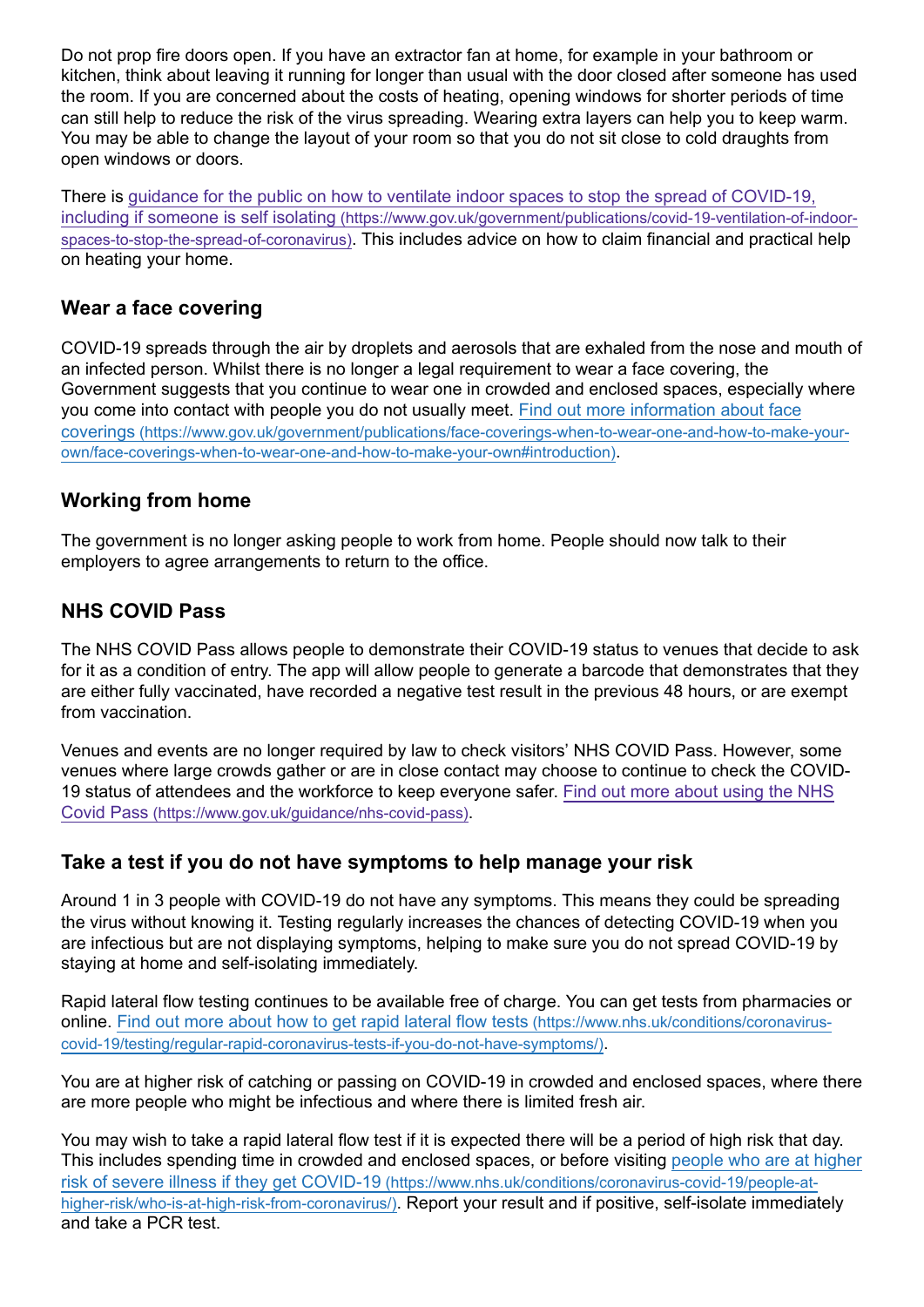Do not prop fire doors open. If you have an extractor fan at home, for example in your bathroom or kitchen, think about leaving it running for longer than usual with the door closed after someone has used the room. If you are concerned about the costs of heating, opening windows for shorter periods of time can still help to reduce the risk of the virus spreading. Wearing extra layers can help you to keep warm. You may be able to change the layout of your room so that you do not sit close to cold draughts from open windows or doors.

There is [guidance for the public on how to ventilate indoor spaces to stop the spread of COVID-19, including if someone is self isolating (https://www.gov.uk/government/publications/covid-19-ventilation-of-indoor-spaces-to-stop-the-spread-of-coronavirus)](https://www.gov.uk/government/publications/covid-19-ventilation-of-indoor-spaces-to-stop-the-spread-of-coronavirus). This includes advice on how to claim financial and practical help on heating your home.

## Wear a face covering

COVID-19 spreads through the air by droplets and aerosols that are exhaled from the nose and mouth of an infected person. Whilst there is no longer a legal requirement to wear a face covering, the Government suggests that you continue to wear one in crowded and enclosed spaces, especially where you come into contact with people you do not usually meet. [Find out more information about face coverings (https://www.gov.uk/government/publications/face-coverings-when-to-wear-one-and-how-to-make-your-own/face-coverings-when-to-wear-one-and-how-to-make-your-own#introduction)](https://www.gov.uk/government/publications/face-coverings-when-to-wear-one-and-how-to-make-your-own/face-coverings-when-to-wear-one-and-how-to-make-your-own#introduction).

## Working from home

The government is no longer asking people to work from home. People should now talk to their employers to agree arrangements to return to the office.

## NHS COVID Pass

The NHS COVID Pass allows people to demonstrate their COVID-19 status to venues that decide to ask for it as a condition of entry. The app will allow people to generate a barcode that demonstrates that they are either fully vaccinated, have recorded a negative test result in the previous 48 hours, or are exempt from vaccination.

Venues and events are no longer required by law to check visitors' NHS COVID Pass. However, some venues where large crowds gather or are in close contact may choose to continue to check the COVID-19 status of attendees and the workforce to keep everyone safer. [Find out more about using the NHS Covid Pass (https://www.gov.uk/guidance/nhs-covid-pass)](https://www.gov.uk/guidance/nhs-covid-pass).

## Take a test if you do not have symptoms to help manage your risk

Around 1 in 3 people with COVID-19 do not have any symptoms. This means they could be spreading the virus without knowing it. Testing regularly increases the chances of detecting COVID-19 when you are infectious but are not displaying symptoms, helping to make sure you do not spread COVID-19 by staying at home and self-isolating immediately.

Rapid lateral flow testing continues to be available free of charge. You can get tests from pharmacies or online. [Find out more about how to get rapid lateral flow tests (https://www.nhs.uk/conditions/coronavirus-covid-19/testing/regular-rapid-coronavirus-tests-if-you-do-not-have-symptoms/)](https://www.nhs.uk/conditions/coronavirus-covid-19/testing/regular-rapid-coronavirus-tests-if-you-do-not-have-symptoms/).

You are at higher risk of catching or passing on COVID-19 in crowded and enclosed spaces, where there are more people who might be infectious and where there is limited fresh air.

You may wish to take a rapid lateral flow test if it is expected there will be a period of high risk that day. This includes spending time in crowded and enclosed spaces, or before visiting [people who are at higher risk of severe illness if they get COVID-19 (https://www.nhs.uk/conditions/coronavirus-covid-19/people-at-higher-risk/who-is-at-high-risk-from-coronavirus/)](https://www.nhs.uk/conditions/coronavirus-covid-19/people-at-higher-risk/who-is-at-high-risk-from-coronavirus/). Report your result and if positive, self-isolate immediately and take a PCR test.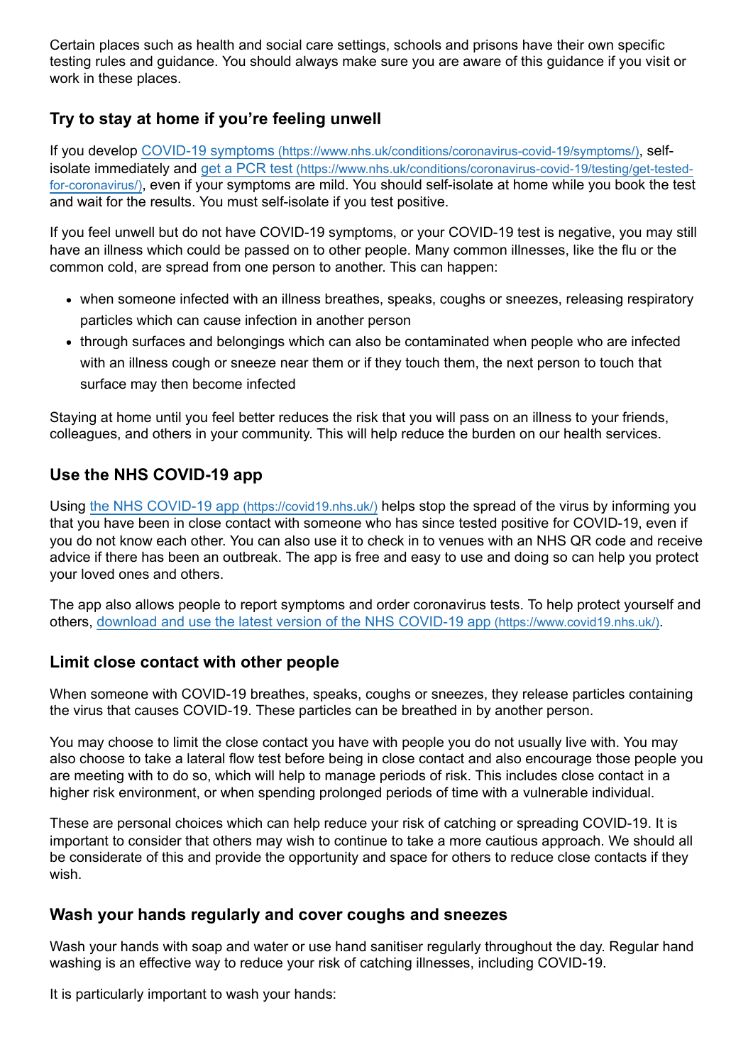Certain places such as health and social care settings, schools and prisons have their own specific testing rules and guidance. You should always make sure you are aware of this guidance if you visit or work in these places.

### Try to stay at home if you're feeling unwell

If you develop [COVID-19 symptoms (https://www.nhs.uk/conditions/coronavirus-covid-19/symptoms/)](https://www.nhs.uk/conditions/coronavirus-covid-19/symptoms/), self-isolate immediately and [get a PCR test (https://www.nhs.uk/conditions/coronavirus-covid-19/testing/get-tested-for-coronavirus/)](https://www.nhs.uk/conditions/coronavirus-covid-19/testing/get-tested-for-coronavirus/), even if your symptoms are mild. You should self-isolate at home while you book the test and wait for the results. You must self-isolate if you test positive.

If you feel unwell but do not have COVID-19 symptoms, or your COVID-19 test is negative, you may still have an illness which could be passed on to other people. Many common illnesses, like the flu or the common cold, are spread from one person to another. This can happen:

- when someone infected with an illness breathes, speaks, coughs or sneezes, releasing respiratory particles which can cause infection in another person
- through surfaces and belongings which can also be contaminated when people who are infected with an illness cough or sneeze near them or if they touch them, the next person to touch that surface may then become infected

Staying at home until you feel better reduces the risk that you will pass on an illness to your friends, colleagues, and others in your community. This will help reduce the burden on our health services.

### Use the NHS COVID-19 app

Using [the NHS COVID-19 app (https://covid19.nhs.uk/)](https://covid19.nhs.uk/) helps stop the spread of the virus by informing you that you have been in close contact with someone who has since tested positive for COVID-19, even if you do not know each other. You can also use it to check in to venues with an NHS QR code and receive advice if there has been an outbreak. The app is free and easy to use and doing so can help you protect your loved ones and others.

The app also allows people to report symptoms and order coronavirus tests. To help protect yourself and others, [download and use the latest version of the NHS COVID-19 app (https://www.covid19.nhs.uk/)](https://www.covid19.nhs.uk/).

### Limit close contact with other people

When someone with COVID-19 breathes, speaks, coughs or sneezes, they release particles containing the virus that causes COVID-19. These particles can be breathed in by another person.

You may choose to limit the close contact you have with people you do not usually live with. You may also choose to take a lateral flow test before being in close contact and also encourage those people you are meeting with to do so, which will help to manage periods of risk. This includes close contact in a higher risk environment, or when spending prolonged periods of time with a vulnerable individual.

These are personal choices which can help reduce your risk of catching or spreading COVID-19. It is important to consider that others may wish to continue to take a more cautious approach. We should all be considerate of this and provide the opportunity and space for others to reduce close contacts if they wish.

### Wash your hands regularly and cover coughs and sneezes

Wash your hands with soap and water or use hand sanitiser regularly throughout the day. Regular hand washing is an effective way to reduce your risk of catching illnesses, including COVID-19.

It is particularly important to wash your hands: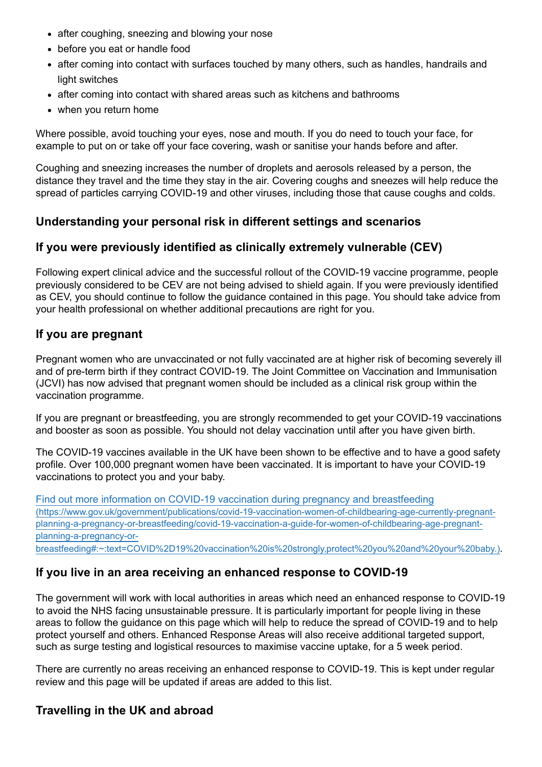- after coughing, sneezing and blowing your nose
- before you eat or handle food
- after coming into contact with surfaces touched by many others, such as handles, handrails and light switches
- after coming into contact with shared areas such as kitchens and bathrooms
- when you return home

Where possible, avoid touching your eyes, nose and mouth. If you do need to touch your face, for example to put on or take off your face covering, wash or sanitise your hands before and after.

Coughing and sneezing increases the number of droplets and aerosols released by a person, the distance they travel and the time they stay in the air. Covering coughs and sneezes will help reduce the spread of particles carrying COVID-19 and other viruses, including those that cause coughs and colds.

### Understanding your personal risk in different settings and scenarios

### If you were previously identified as clinically extremely vulnerable (CEV)

Following expert clinical advice and the successful rollout of the COVID-19 vaccine programme, people previously considered to be CEV are not being advised to shield again. If you were previously identified as CEV, you should continue to follow the guidance contained in this page. You should take advice from your health professional on whether additional precautions are right for you.

### If you are pregnant

Pregnant women who are unvaccinated or not fully vaccinated are at higher risk of becoming severely ill and of pre-term birth if they contract COVID-19. The Joint Committee on Vaccination and Immunisation (JCVI) has now advised that pregnant women should be included as a clinical risk group within the vaccination programme.

If you are pregnant or breastfeeding, you are strongly recommended to get your COVID-19 vaccinations and booster as soon as possible. You should not delay vaccination until after you have given birth.

The COVID-19 vaccines available in the UK have been shown to be effective and to have a good safety profile. Over 100,000 pregnant women have been vaccinated. It is important to have your COVID-19 vaccinations to protect you and your baby.

[Find out more information on COVID-19 vaccination during pregnancy and breastfeeding (https://www.gov.uk/government/publications/covid-19-vaccination-women-of-childbearing-age-currently-pregnant-planning-a-pregnancy-or-breastfeeding/covid-19-vaccination-a-guide-for-women-of-childbearing-age-pregnant-planning-a-pregnancy-or-breastfeeding#:~:text=COVID%2D19%20vaccination%20is%20strongly,protect%20you%20and%20your%20baby.)](https://www.gov.uk/government/publications/covid-19-vaccination-women-of-childbearing-age-currently-pregnant-planning-a-pregnancy-or-breastfeeding/covid-19-vaccination-a-guide-for-women-of-childbearing-age-pregnant-planning-a-pregnancy-or-breastfeeding#:~:text=COVID%2D19%20vaccination%20is%20strongly,protect%20you%20and%20your%20baby.).

### If you live in an area receiving an enhanced response to COVID-19

The government will work with local authorities in areas which need an enhanced response to COVID-19 to avoid the NHS facing unsustainable pressure. It is particularly important for people living in these areas to follow the guidance on this page which will help to reduce the spread of COVID-19 and to help protect yourself and others. Enhanced Response Areas will also receive additional targeted support, such as surge testing and logistical resources to maximise vaccine uptake, for a 5 week period.

There are currently no areas receiving an enhanced response to COVID-19. This is kept under regular review and this page will be updated if areas are added to this list.

### Travelling in the UK and abroad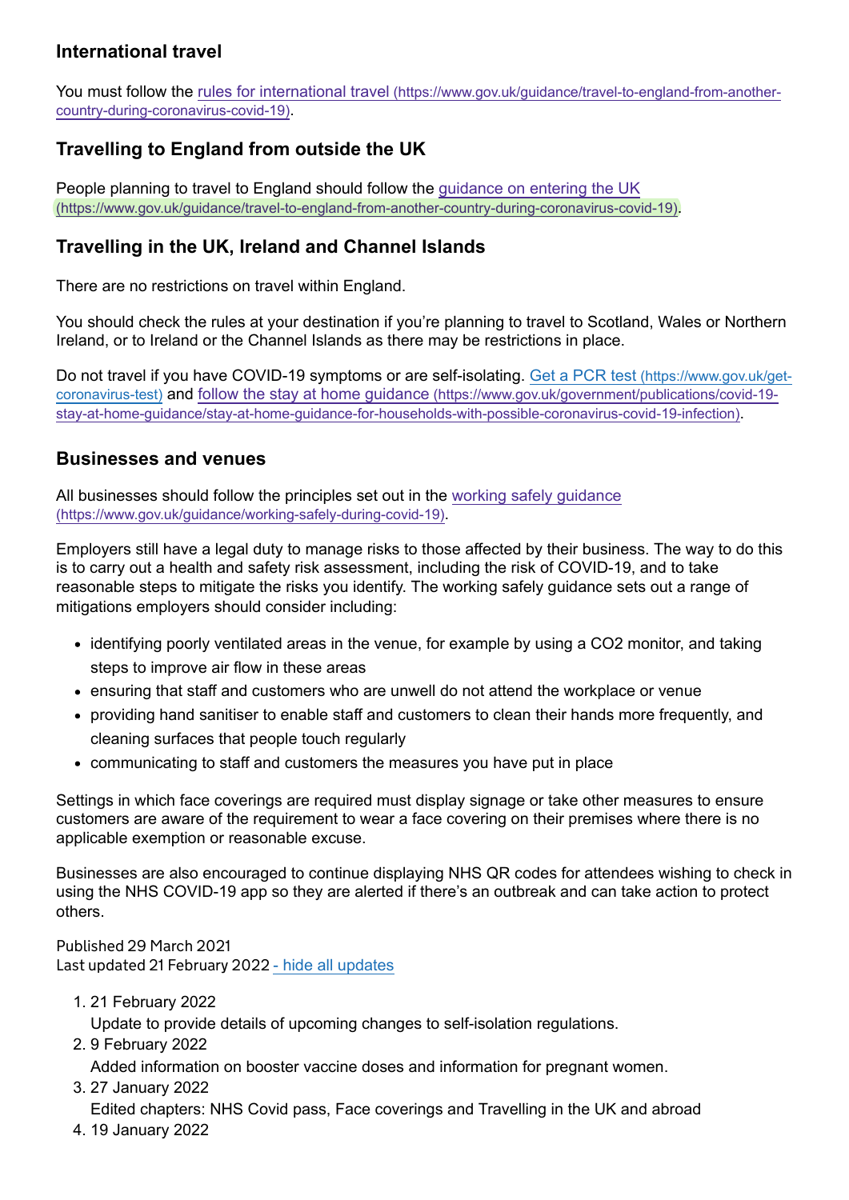## International travel

You must follow the [rules for international travel](https://www.gov.uk/guidance/travel-to-england-from-another-country-during-coronavirus-covid-19) (https://www.gov.uk/guidance/travel-to-england-from-another-country-during-coronavirus-covid-19).

## Travelling to England from outside the UK

People planning to travel to England should follow the [guidance on entering the UK](https://www.gov.uk/guidance/travel-to-england-from-another-country-during-coronavirus-covid-19) (https://www.gov.uk/guidance/travel-to-england-from-another-country-during-coronavirus-covid-19).

## Travelling in the UK, Ireland and Channel Islands

There are no restrictions on travel within England.

You should check the rules at your destination if you're planning to travel to Scotland, Wales or Northern Ireland, or to Ireland or the Channel Islands as there may be restrictions in place.

Do not travel if you have COVID-19 symptoms or are self-isolating. [Get a PCR test](https://www.gov.uk/get-coronavirus-test) (https://www.gov.uk/get-coronavirus-test) and [follow the stay at home guidance](https://www.gov.uk/government/publications/covid-19-stay-at-home-guidance/stay-at-home-guidance-for-households-with-possible-coronavirus-covid-19-infection) (https://www.gov.uk/government/publications/covid-19-stay-at-home-guidance/stay-at-home-guidance-for-households-with-possible-coronavirus-covid-19-infection).

## Businesses and venues

All businesses should follow the principles set out in the [working safely guidance](https://www.gov.uk/guidance/working-safely-during-covid-19) (https://www.gov.uk/guidance/working-safely-during-covid-19).

Employers still have a legal duty to manage risks to those affected by their business. The way to do this is to carry out a health and safety risk assessment, including the risk of COVID-19, and to take reasonable steps to mitigate the risks you identify. The working safely guidance sets out a range of mitigations employers should consider including:

- identifying poorly ventilated areas in the venue, for example by using a CO2 monitor, and taking steps to improve air flow in these areas
- ensuring that staff and customers who are unwell do not attend the workplace or venue
- providing hand sanitiser to enable staff and customers to clean their hands more frequently, and cleaning surfaces that people touch regularly
- communicating to staff and customers the measures you have put in place

Settings in which face coverings are required must display signage or take other measures to ensure customers are aware of the requirement to wear a face covering on their premises where there is no applicable exemption or reasonable excuse.

Businesses are also encouraged to continue displaying NHS QR codes for attendees wishing to check in using the NHS COVID-19 app so they are alerted if there's an outbreak and can take action to protect others.

Published 29 March 2021
Last updated 21 February 2022 - hide all updates

1. 21 February 2022
   Update to provide details of upcoming changes to self-isolation regulations.
2. 9 February 2022
   Added information on booster vaccine doses and information for pregnant women.
3. 27 January 2022
   Edited chapters: NHS Covid pass, Face coverings and Travelling in the UK and abroad
4. 19 January 2022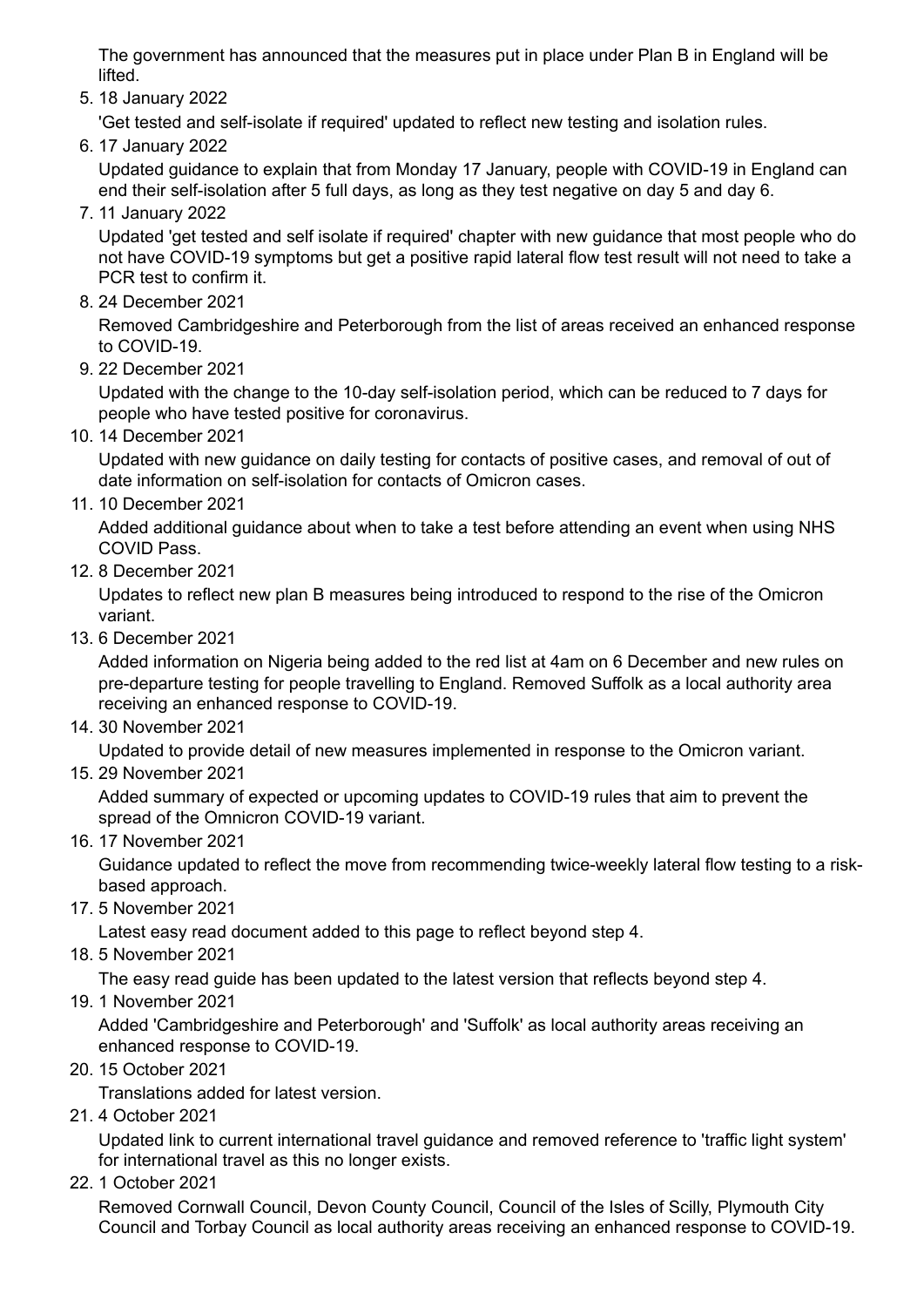The government has announced that the measures put in place under Plan B in England will be lifted.

5. 18 January 2022

   'Get tested and self-isolate if required' updated to reflect new testing and isolation rules.

6. 17 January 2022

   Updated guidance to explain that from Monday 17 January, people with COVID-19 in England can end their self-isolation after 5 full days, as long as they test negative on day 5 and day 6.

7. 11 January 2022

   Updated 'get tested and self isolate if required' chapter with new guidance that most people who do not have COVID-19 symptoms but get a positive rapid lateral flow test result will not need to take a PCR test to confirm it.

8. 24 December 2021

   Removed Cambridgeshire and Peterborough from the list of areas received an enhanced response to COVID-19.

9. 22 December 2021

   Updated with the change to the 10-day self-isolation period, which can be reduced to 7 days for people who have tested positive for coronavirus.

10. 14 December 2021

    Updated with new guidance on daily testing for contacts of positive cases, and removal of out of date information on self-isolation for contacts of Omicron cases.

11. 10 December 2021

    Added additional guidance about when to take a test before attending an event when using NHS COVID Pass.

12. 8 December 2021

    Updates to reflect new plan B measures being introduced to respond to the rise of the Omicron variant.

13. 6 December 2021

    Added information on Nigeria being added to the red list at 4am on 6 December and new rules on pre-departure testing for people travelling to England. Removed Suffolk as a local authority area receiving an enhanced response to COVID-19.

14. 30 November 2021

    Updated to provide detail of new measures implemented in response to the Omicron variant.

15. 29 November 2021

    Added summary of expected or upcoming updates to COVID-19 rules that aim to prevent the spread of the Omnicron COVID-19 variant.

16. 17 November 2021

    Guidance updated to reflect the move from recommending twice-weekly lateral flow testing to a risk-based approach.

17. 5 November 2021

    Latest easy read document added to this page to reflect beyond step 4.

18. 5 November 2021

    The easy read guide has been updated to the latest version that reflects beyond step 4.

19. 1 November 2021

    Added 'Cambridgeshire and Peterborough' and 'Suffolk' as local authority areas receiving an enhanced response to COVID-19.

20. 15 October 2021

    Translations added for latest version.

21. 4 October 2021

    Updated link to current international travel guidance and removed reference to 'traffic light system' for international travel as this no longer exists.

22. 1 October 2021

    Removed Cornwall Council, Devon County Council, Council of the Isles of Scilly, Plymouth City Council and Torbay Council as local authority areas receiving an enhanced response to COVID-19.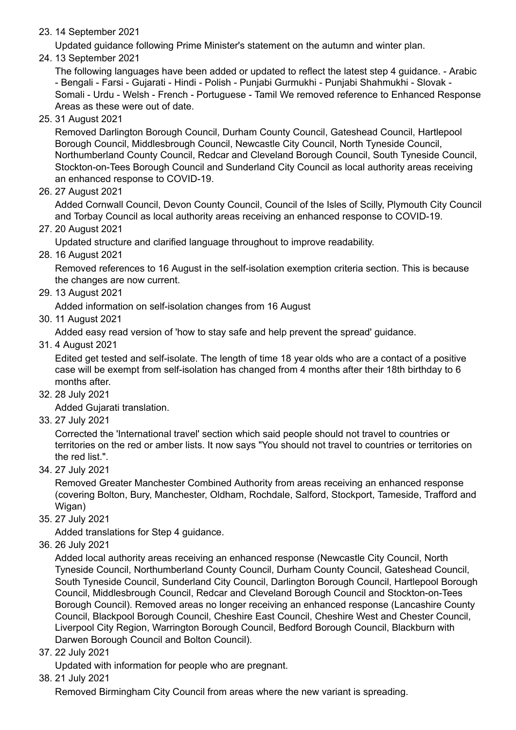23. 14 September 2021

    Updated guidance following Prime Minister's statement on the autumn and winter plan.

24. 13 September 2021

    The following languages have been added or updated to reflect the latest step 4 guidance. - Arabic - Bengali - Farsi - Gujarati - Hindi - Polish - Punjabi Gurmukhi - Punjabi Shahmukhi - Slovak - Somali - Urdu - Welsh - French - Portuguese - Tamil We removed reference to Enhanced Response Areas as these were out of date.

25. 31 August 2021

    Removed Darlington Borough Council, Durham County Council, Gateshead Council, Hartlepool Borough Council, Middlesbrough Council, Newcastle City Council, North Tyneside Council, Northumberland County Council, Redcar and Cleveland Borough Council, South Tyneside Council, Stockton-on-Tees Borough Council and Sunderland City Council as local authority areas receiving an enhanced response to COVID-19.

26. 27 August 2021

    Added Cornwall Council, Devon County Council, Council of the Isles of Scilly, Plymouth City Council and Torbay Council as local authority areas receiving an enhanced response to COVID-19.

27. 20 August 2021

    Updated structure and clarified language throughout to improve readability.

28. 16 August 2021

    Removed references to 16 August in the self-isolation exemption criteria section. This is because the changes are now current.

29. 13 August 2021

    Added information on self-isolation changes from 16 August

30. 11 August 2021

    Added easy read version of 'how to stay safe and help prevent the spread' guidance.

31. 4 August 2021

    Edited get tested and self-isolate. The length of time 18 year olds who are a contact of a positive case will be exempt from self-isolation has changed from 4 months after their 18th birthday to 6 months after.

32. 28 July 2021

    Added Gujarati translation.

33. 27 July 2021

    Corrected the 'International travel' section which said people should not travel to countries or territories on the red or amber lists. It now says "You should not travel to countries or territories on the red list.".

34. 27 July 2021

    Removed Greater Manchester Combined Authority from areas receiving an enhanced response (covering Bolton, Bury, Manchester, Oldham, Rochdale, Salford, Stockport, Tameside, Trafford and Wigan)

35. 27 July 2021

    Added translations for Step 4 guidance.

36. 26 July 2021

    Added local authority areas receiving an enhanced response (Newcastle City Council, North Tyneside Council, Northumberland County Council, Durham County Council, Gateshead Council, South Tyneside Council, Sunderland City Council, Darlington Borough Council, Hartlepool Borough Council, Middlesbrough Council, Redcar and Cleveland Borough Council and Stockton-on-Tees Borough Council). Removed areas no longer receiving an enhanced response (Lancashire County Council, Blackpool Borough Council, Cheshire East Council, Cheshire West and Chester Council, Liverpool City Region, Warrington Borough Council, Bedford Borough Council, Blackburn with Darwen Borough Council and Bolton Council).

37. 22 July 2021

    Updated with information for people who are pregnant.

38. 21 July 2021

    Removed Birmingham City Council from areas where the new variant is spreading.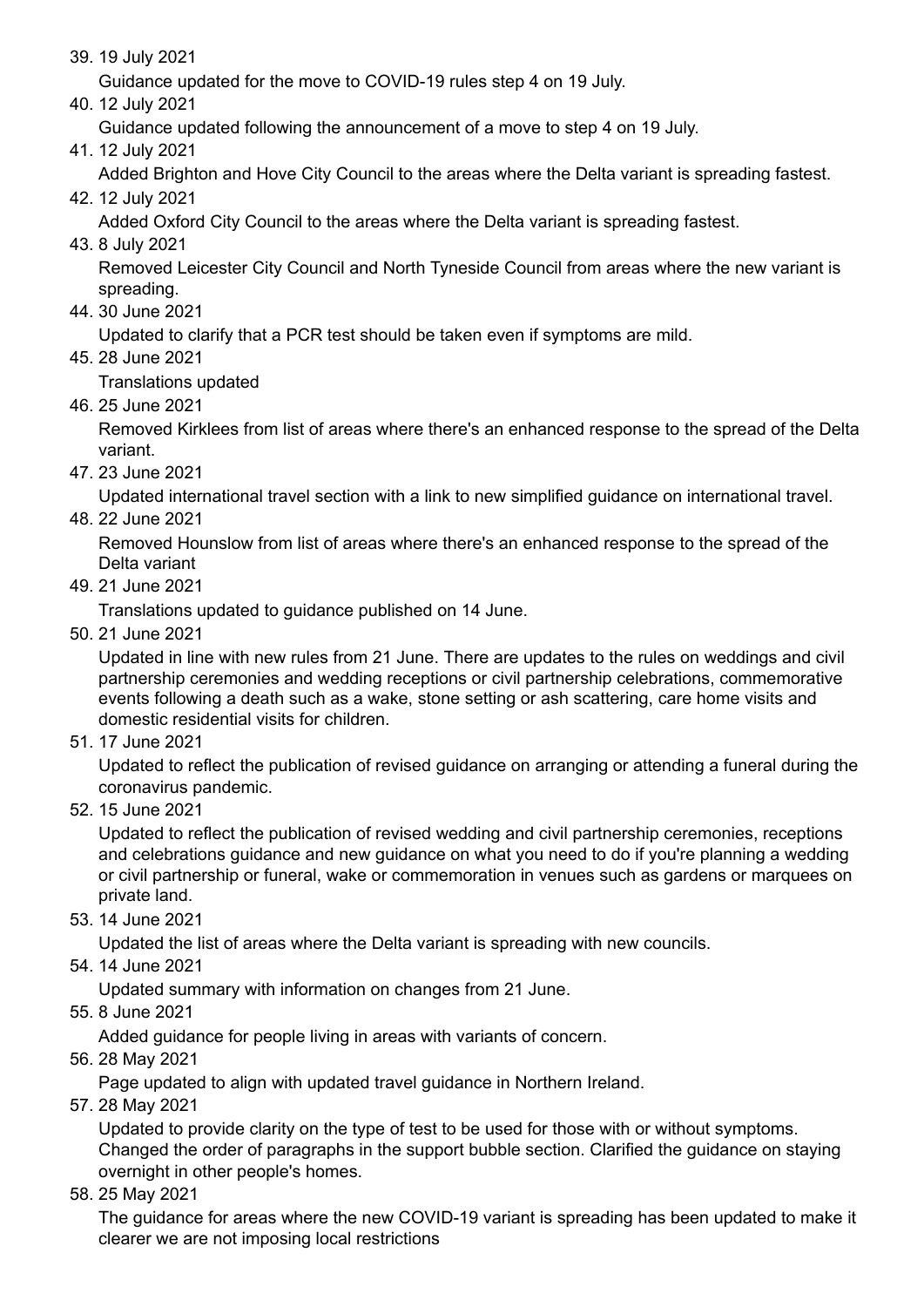39. 19 July 2021

    Guidance updated for the move to COVID-19 rules step 4 on 19 July.

40. 12 July 2021

    Guidance updated following the announcement of a move to step 4 on 19 July.

41. 12 July 2021

    Added Brighton and Hove City Council to the areas where the Delta variant is spreading fastest.

42. 12 July 2021

    Added Oxford City Council to the areas where the Delta variant is spreading fastest.

43. 8 July 2021

    Removed Leicester City Council and North Tyneside Council from areas where the new variant is spreading.

44. 30 June 2021

    Updated to clarify that a PCR test should be taken even if symptoms are mild.

45. 28 June 2021

    Translations updated

46. 25 June 2021

    Removed Kirklees from list of areas where there's an enhanced response to the spread of the Delta variant.

47. 23 June 2021

    Updated international travel section with a link to new simplified guidance on international travel.

48. 22 June 2021

    Removed Hounslow from list of areas where there's an enhanced response to the spread of the Delta variant

49. 21 June 2021

    Translations updated to guidance published on 14 June.

50. 21 June 2021

    Updated in line with new rules from 21 June. There are updates to the rules on weddings and civil partnership ceremonies and wedding receptions or civil partnership celebrations, commemorative events following a death such as a wake, stone setting or ash scattering, care home visits and domestic residential visits for children.

51. 17 June 2021

    Updated to reflect the publication of revised guidance on arranging or attending a funeral during the coronavirus pandemic.

52. 15 June 2021

    Updated to reflect the publication of revised wedding and civil partnership ceremonies, receptions and celebrations guidance and new guidance on what you need to do if you're planning a wedding or civil partnership or funeral, wake or commemoration in venues such as gardens or marquees on private land.

53. 14 June 2021

    Updated the list of areas where the Delta variant is spreading with new councils.

54. 14 June 2021

    Updated summary with information on changes from 21 June.

55. 8 June 2021

    Added guidance for people living in areas with variants of concern.

56. 28 May 2021

    Page updated to align with updated travel guidance in Northern Ireland.

57. 28 May 2021

    Updated to provide clarity on the type of test to be used for those with or without symptoms. Changed the order of paragraphs in the support bubble section. Clarified the guidance on staying overnight in other people's homes.

58. 25 May 2021

    The guidance for areas where the new COVID-19 variant is spreading has been updated to make it clearer we are not imposing local restrictions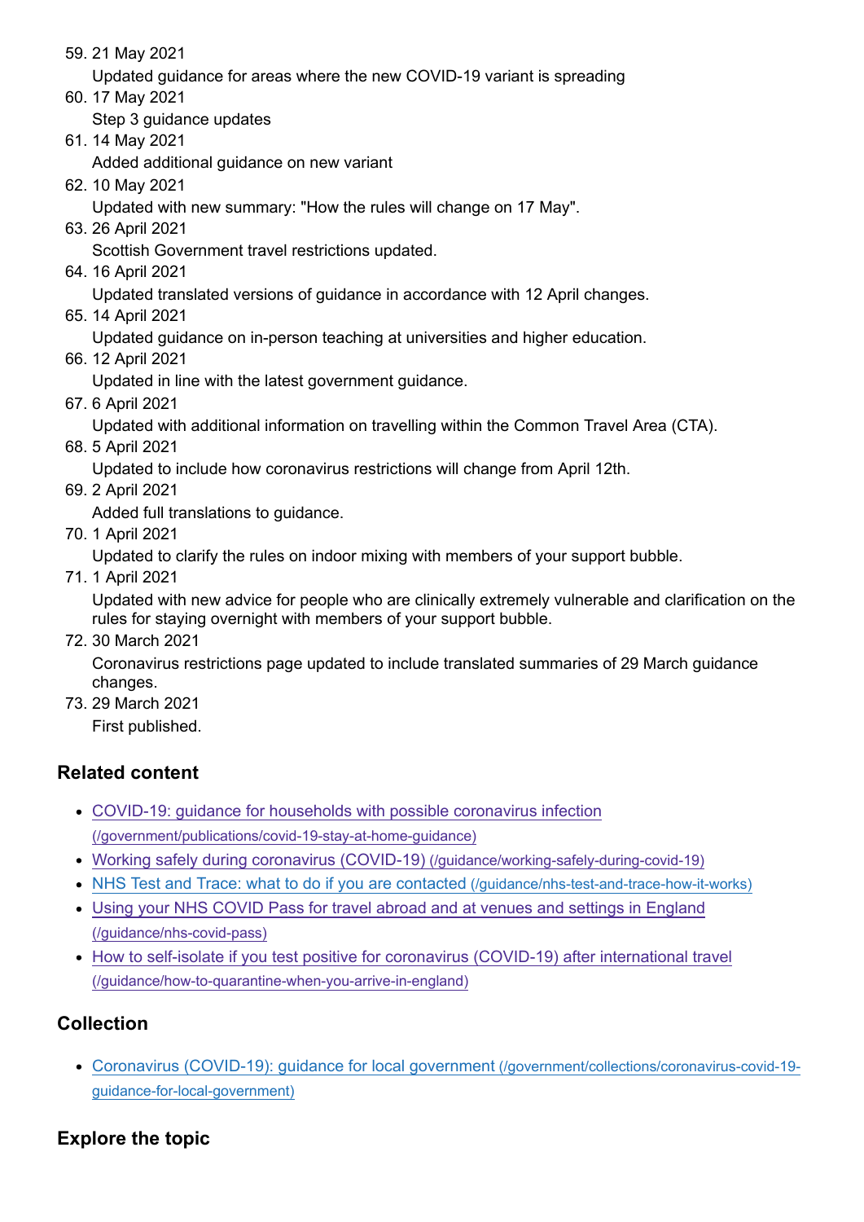59. 21 May 2021
   Updated guidance for areas where the new COVID-19 variant is spreading
60. 17 May 2021
   Step 3 guidance updates
61. 14 May 2021
   Added additional guidance on new variant
62. 10 May 2021
   Updated with new summary: "How the rules will change on 17 May".
63. 26 April 2021
   Scottish Government travel restrictions updated.
64. 16 April 2021
   Updated translated versions of guidance in accordance with 12 April changes.
65. 14 April 2021
   Updated guidance on in-person teaching at universities and higher education.
66. 12 April 2021
   Updated in line with the latest government guidance.
67. 6 April 2021
   Updated with additional information on travelling within the Common Travel Area (CTA).
68. 5 April 2021
   Updated to include how coronavirus restrictions will change from April 12th.
69. 2 April 2021
   Added full translations to guidance.
70. 1 April 2021
   Updated to clarify the rules on indoor mixing with members of your support bubble.
71. 1 April 2021
   Updated with new advice for people who are clinically extremely vulnerable and clarification on the rules for staying overnight with members of your support bubble.
72. 30 March 2021
   Coronavirus restrictions page updated to include translated summaries of 29 March guidance changes.
73. 29 March 2021
   First published.

### Related content

- COVID-19: guidance for households with possible coronavirus infection (/government/publications/covid-19-stay-at-home-guidance)
- Working safely during coronavirus (COVID-19) (/guidance/working-safely-during-covid-19)
- NHS Test and Trace: what to do if you are contacted (/guidance/nhs-test-and-trace-how-it-works)
- Using your NHS COVID Pass for travel abroad and at venues and settings in England (/guidance/nhs-covid-pass)
- How to self-isolate if you test positive for coronavirus (COVID-19) after international travel (/guidance/how-to-quarantine-when-you-arrive-in-england)

### Collection

- Coronavirus (COVID-19): guidance for local government (/government/collections/coronavirus-covid-19-guidance-for-local-government)

### Explore the topic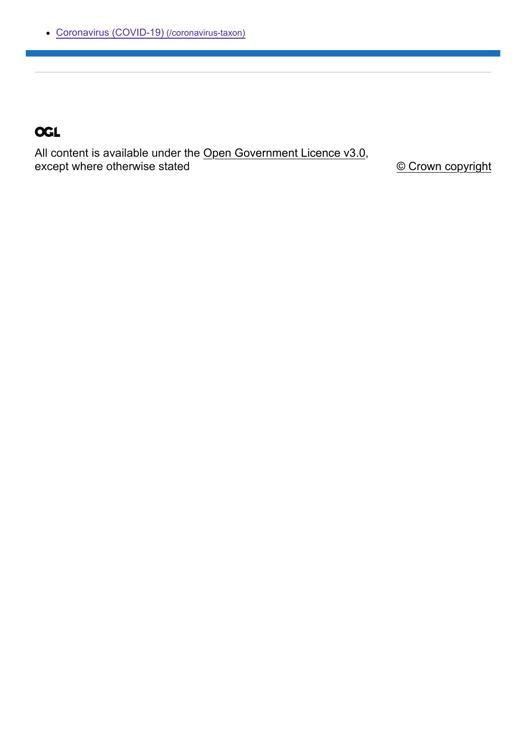- Coronavirus (COVID-19) (/coronavirus-taxon)

---

OGL

All content is available under the Open Government Licence v3.0, except where otherwise stated

© Crown copyright